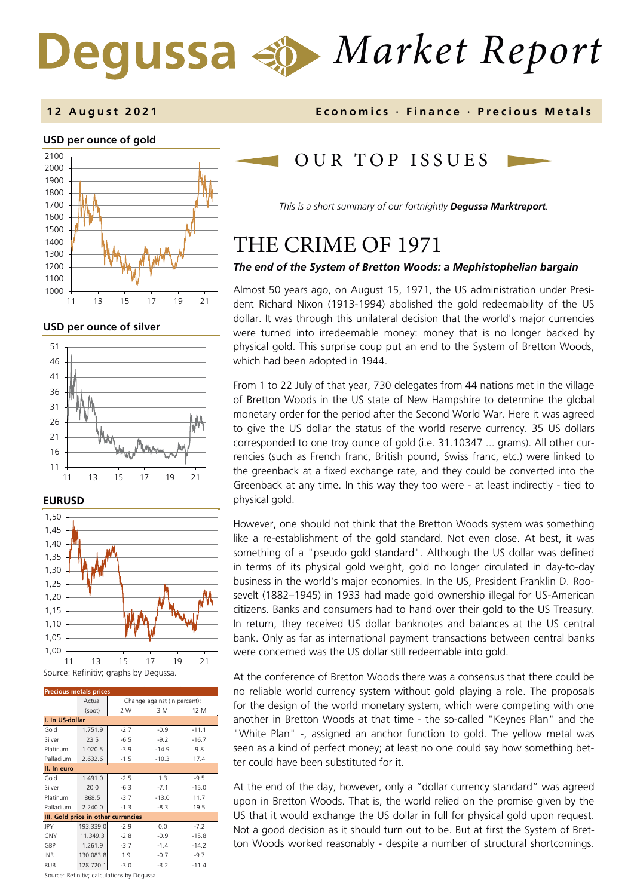# Degussa Market Report

**12 August 2021** — **Economics · Finance · Precious Metals**

**USD per ounce of gold**

**USD per ounce of silver**

**EURUSD**

Source: Refinitiv; graphs by Degussa.

| Precious metals prices | Actual (spot) | Change against (in percent): 2 W | 3 M | 12 M |
|---|---|---|---|---|
| **I. In US-dollar** | | | | |
| Gold | 1.751.9 | -2.7 | -0.9 | -11.1 |
| Silver | 23.5 | -6.5 | -9.2 | -16.7 |
| Platinum | 1.020.5 | -3.9 | -14.9 | 9.8 |
| Palladium | 2.632.6 | -1.5 | -10.3 | 17.4 |
| **II. In euro** | | | | |
| Gold | 1.491.0 | -2.5 | 1.3 | -9.5 |
| Silver | 20.0 | -6.3 | -7.1 | -15.0 |
| Platinum | 868.5 | -3.7 | -13.0 | 11.7 |
| Palladium | 2.240.0 | -1.3 | -8.3 | 19.5 |
| **III. Gold price in other currencies** | | | | |
| JPY | 193.339.0 | -2.9 | 0.0 | -7.2 |
| CNY | 11.349.3 | -2.8 | -0.9 | -15.8 |
| GBP | 1.261.9 | -3.7 | -1.4 | -14.2 |
| INR | 130.083.8 | 1.9 | -0.7 | -9.7 |
| RUB | 128.720.1 | -3.0 | -3.2 | -11.4 |

Source: Refinitiv; calculations by Degussa.

## OUR TOP ISSUES

*This is a short summary of our fortnightly* ***Degussa Marktreport****.*

# THE CRIME OF 1971

***The end of the System of Bretton Woods: a Mephistophelian bargain***

Almost 50 years ago, on August 15, 1971, the US administration under President Richard Nixon (1913-1994) abolished the gold redeemability of the US dollar. It was through this unilateral decision that the world's major currencies were turned into irredeemable money: money that is no longer backed by physical gold. This surprise coup put an end to the System of Bretton Woods, which had been adopted in 1944.

From 1 to 22 July of that year, 730 delegates from 44 nations met in the village of Bretton Woods in the US state of New Hampshire to determine the global monetary order for the period after the Second World War. Here it was agreed to give the US dollar the status of the world reserve currency. 35 US dollars corresponded to one troy ounce of gold (i.e. 31.10347 ... grams). All other currencies (such as French franc, British pound, Swiss franc, etc.) were linked to the greenback at a fixed exchange rate, and they could be converted into the Greenback at any time. In this way they too were - at least indirectly - tied to physical gold.

However, one should not think that the Bretton Woods system was something like a re-establishment of the gold standard. Not even close. At best, it was something of a "pseudo gold standard". Although the US dollar was defined in terms of its physical gold weight, gold no longer circulated in day-to-day business in the world's major economies. In the US, President Franklin D. Roosevelt (1882–1945) in 1933 had made gold ownership illegal for US-American citizens. Banks and consumers had to hand over their gold to the US Treasury. In return, they received US dollar banknotes and balances at the US central bank. Only as far as international payment transactions between central banks were concerned was the US dollar still redeemable into gold.

At the conference of Bretton Woods there was a consensus that there could be no reliable world currency system without gold playing a role. The proposals for the design of the world monetary system, which were competing with one another in Bretton Woods at that time - the so-called "Keynes Plan" and the "White Plan" -, assigned an anchor function to gold. The yellow metal was seen as a kind of perfect money; at least no one could say how something better could have been substituted for it.

At the end of the day, however, only a "dollar currency standard" was agreed upon in Bretton Woods. That is, the world relied on the promise given by the US that it would exchange the US dollar in full for physical gold upon request. Not a good decision as it should turn out to be. But at first the System of Bretton Woods worked reasonably - despite a number of structural shortcomings.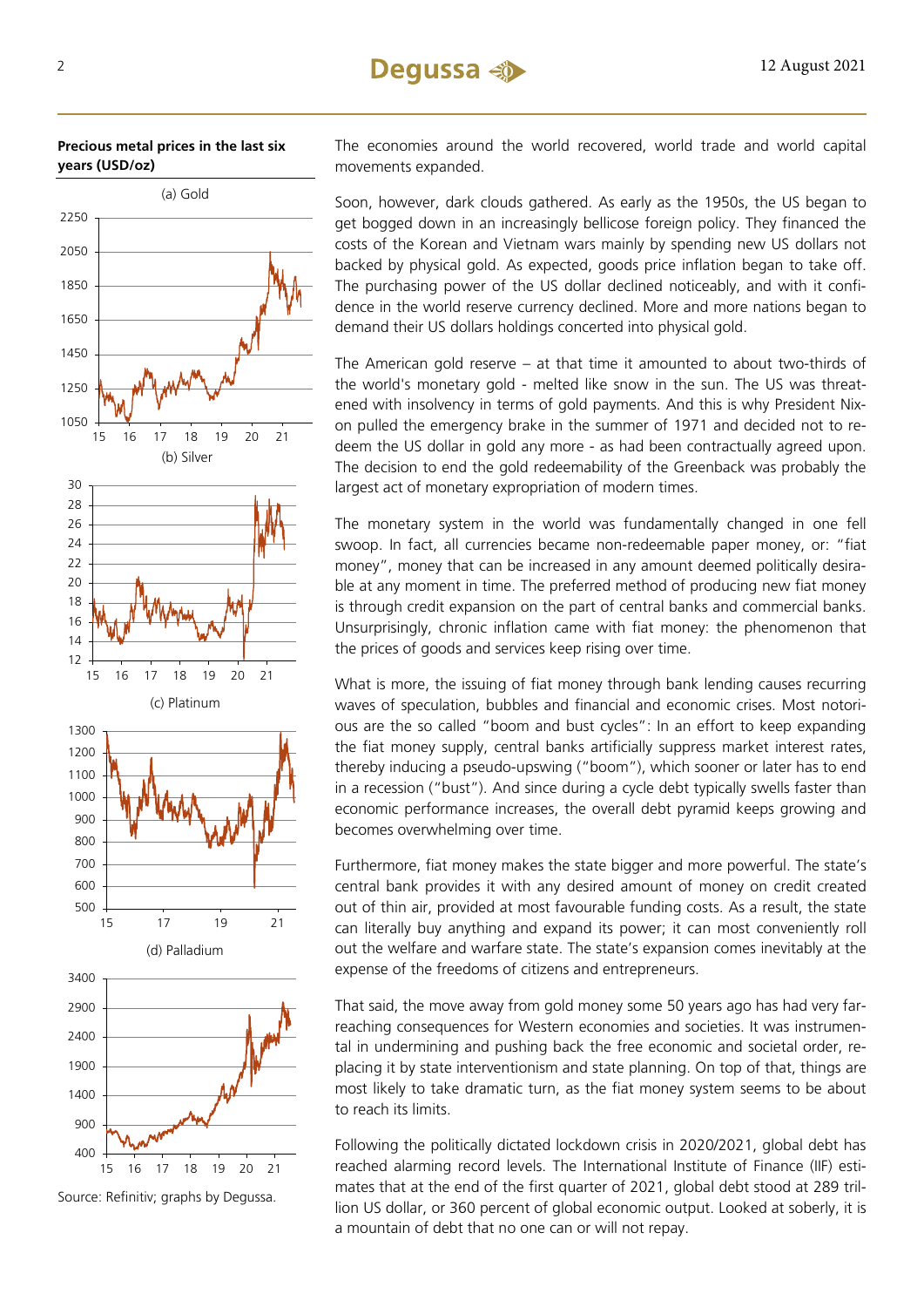**Precious metal prices in the last six years (USD/oz)**

(a) Gold

(b) Silver

(c) Platinum

(d) Palladium

Source: Refinitiv; graphs by Degussa.

The economies around the world recovered, world trade and world capital movements expanded.

Soon, however, dark clouds gathered. As early as the 1950s, the US began to get bogged down in an increasingly bellicose foreign policy. They financed the costs of the Korean and Vietnam wars mainly by spending new US dollars not backed by physical gold. As expected, goods price inflation began to take off. The purchasing power of the US dollar declined noticeably, and with it confidence in the world reserve currency declined. More and more nations began to demand their US dollars holdings concerted into physical gold.

The American gold reserve – at that time it amounted to about two-thirds of the world's monetary gold - melted like snow in the sun. The US was threatened with insolvency in terms of gold payments. And this is why President Nixon pulled the emergency brake in the summer of 1971 and decided not to redeem the US dollar in gold any more - as had been contractually agreed upon. The decision to end the gold redeemability of the Greenback was probably the largest act of monetary expropriation of modern times.

The monetary system in the world was fundamentally changed in one fell swoop. In fact, all currencies became non-redeemable paper money, or: "fiat money", money that can be increased in any amount deemed politically desirable at any moment in time. The preferred method of producing new fiat money is through credit expansion on the part of central banks and commercial banks. Unsurprisingly, chronic inflation came with fiat money: the phenomenon that the prices of goods and services keep rising over time.

What is more, the issuing of fiat money through bank lending causes recurring waves of speculation, bubbles and financial and economic crises. Most notorious are the so called "boom and bust cycles": In an effort to keep expanding the fiat money supply, central banks artificially suppress market interest rates, thereby inducing a pseudo-upswing ("boom"), which sooner or later has to end in a recession ("bust"). And since during a cycle debt typically swells faster than economic performance increases, the overall debt pyramid keeps growing and becomes overwhelming over time.

Furthermore, fiat money makes the state bigger and more powerful. The state's central bank provides it with any desired amount of money on credit created out of thin air, provided at most favourable funding costs. As a result, the state can literally buy anything and expand its power; it can most conveniently roll out the welfare and warfare state. The state's expansion comes inevitably at the expense of the freedoms of citizens and entrepreneurs.

That said, the move away from gold money some 50 years ago has had very far-reaching consequences for Western economies and societies. It was instrumental in undermining and pushing back the free economic and societal order, replacing it by state interventionism and state planning. On top of that, things are most likely to take dramatic turn, as the fiat money system seems to be about to reach its limits.

Following the politically dictated lockdown crisis in 2020/2021, global debt has reached alarming record levels. The International Institute of Finance (IIF) estimates that at the end of the first quarter of 2021, global debt stood at 289 trillion US dollar, or 360 percent of global economic output. Looked at soberly, it is a mountain of debt that no one can or will not repay.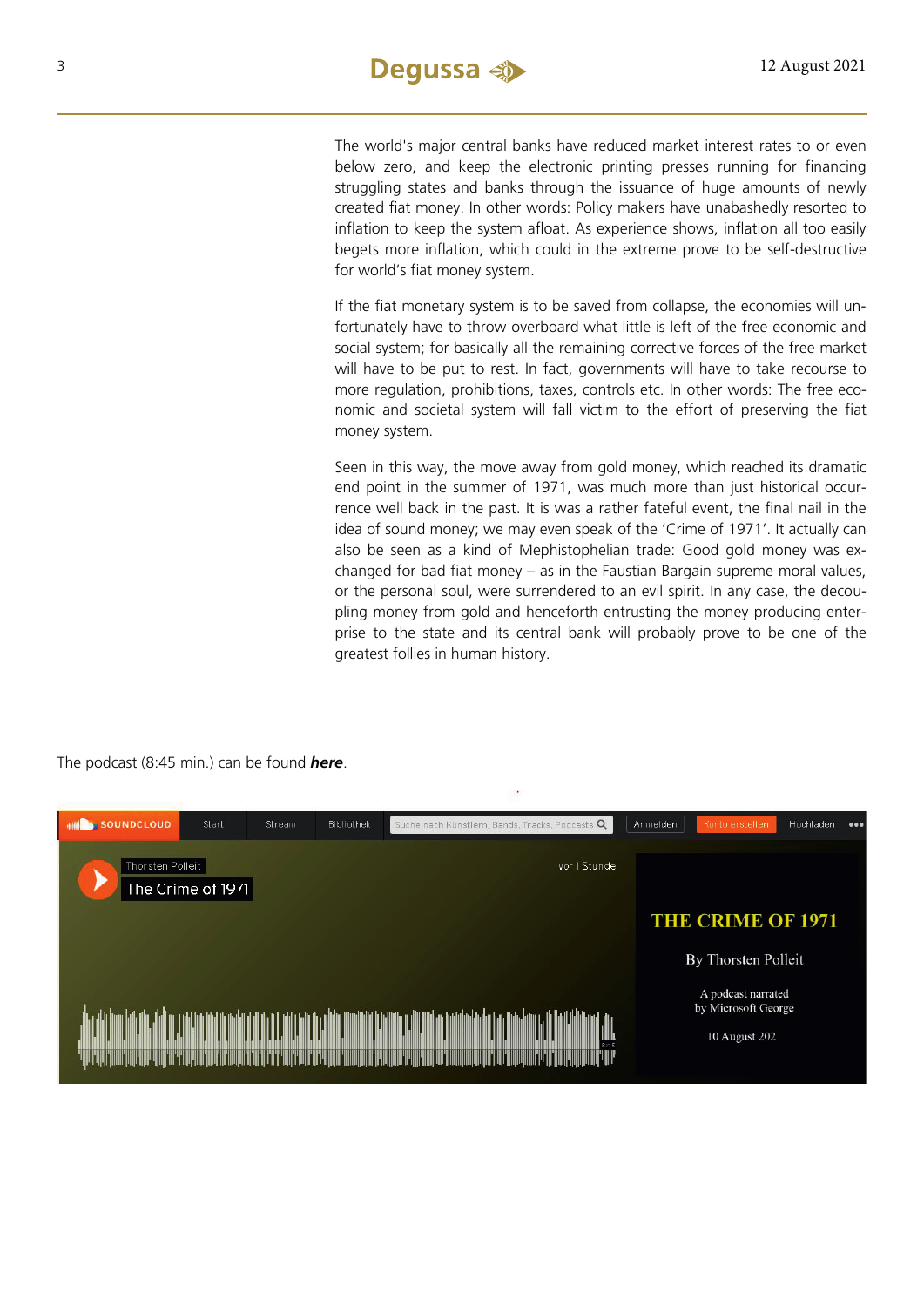The world's major central banks have reduced market interest rates to or even below zero, and keep the electronic printing presses running for financing struggling states and banks through the issuance of huge amounts of newly created fiat money. In other words: Policy makers have unabashedly resorted to inflation to keep the system afloat. As experience shows, inflation all too easily begets more inflation, which could in the extreme prove to be self-destructive for world's fiat money system.

If the fiat monetary system is to be saved from collapse, the economies will unfortunately have to throw overboard what little is left of the free economic and social system; for basically all the remaining corrective forces of the free market will have to be put to rest. In fact, governments will have to take recourse to more regulation, prohibitions, taxes, controls etc. In other words: The free economic and societal system will fall victim to the effort of preserving the fiat money system.

Seen in this way, the move away from gold money, which reached its dramatic end point in the summer of 1971, was much more than just historical occurrence well back in the past. It is was a rather fateful event, the final nail in the idea of sound money; we may even speak of the 'Crime of 1971'. It actually can also be seen as a kind of Mephistophelian trade: Good gold money was exchanged for bad fiat money – as in the Faustian Bargain supreme moral values, or the personal soul, were surrendered to an evil spirit. In any case, the decoupling money from gold and henceforth entrusting the money producing enterprise to the state and its central bank will probably prove to be one of the greatest follies in human history.

The podcast (8:45 min.) can be found ***here***.

SOUNDCLOUD | Start | Stream | Bibliothek | Suche nach Künstlern, Bands, Tracks, Podcasts | Anmelden | Konto erstellen | Hochladen

Thorsten Polleit

The Crime of 1971

vor 1 Stunde

THE CRIME OF 1971

By Thorsten Polleit

A podcast narrated by Microsoft George

10 August 2021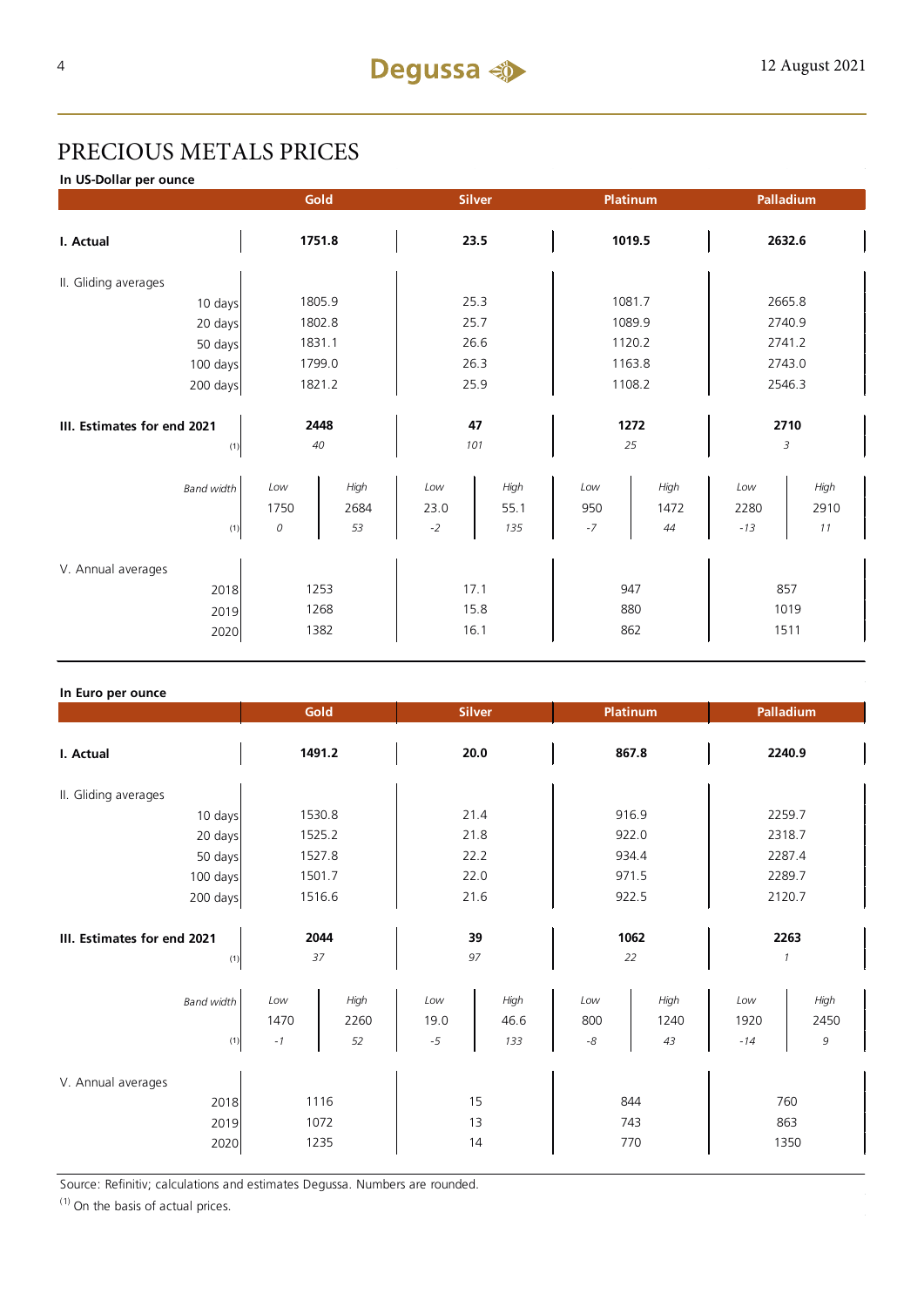# PRECIOUS METALS PRICES

**In US-Dollar per ounce**

| | Gold | | Silver | | Platinum | | Palladium | |
|---|---|---|---|---|---|---|---|---|
| **I. Actual** | **1751.8** | | **23.5** | | **1019.5** | | **2632.6** | |
| II. Gliding averages | | | | | | | | |
| 10 days | 1805.9 | | 25.3 | | 1081.7 | | 2665.8 | |
| 20 days | 1802.8 | | 25.7 | | 1089.9 | | 2740.9 | |
| 50 days | 1831.1 | | 26.6 | | 1120.2 | | 2741.2 | |
| 100 days | 1799.0 | | 26.3 | | 1163.8 | | 2743.0 | |
| 200 days | 1821.2 | | 25.9 | | 1108.2 | | 2546.3 | |
| **III. Estimates for end 2021** | **2448** | | **47** | | **1272** | | **2710** | |
| (1) | *40* | | *101* | | *25* | | *3* | |
| *Band width* | *Low* | *High* | *Low* | *High* | *Low* | *High* | *Low* | *High* |
| | 1750 | 2684 | 23.0 | 55.1 | 950 | 1472 | 2280 | 2910 |
| (1) | *0* | *53* | *-2* | *135* | *-7* | *44* | *-13* | *11* |
| V. Annual averages | | | | | | | | |
| 2018 | 1253 | | 17.1 | | 947 | | 857 | |
| 2019 | 1268 | | 15.8 | | 880 | | 1019 | |
| 2020 | 1382 | | 16.1 | | 862 | | 1511 | |

**In Euro per ounce**

| | Gold | | Silver | | Platinum | | Palladium | |
|---|---|---|---|---|---|---|---|---|
| **I. Actual** | **1491.2** | | **20.0** | | **867.8** | | **2240.9** | |
| II. Gliding averages | | | | | | | | |
| 10 days | 1530.8 | | 21.4 | | 916.9 | | 2259.7 | |
| 20 days | 1525.2 | | 21.8 | | 922.0 | | 2318.7 | |
| 50 days | 1527.8 | | 22.2 | | 934.4 | | 2287.4 | |
| 100 days | 1501.7 | | 22.0 | | 971.5 | | 2289.7 | |
| 200 days | 1516.6 | | 21.6 | | 922.5 | | 2120.7 | |
| **III. Estimates for end 2021** | **2044** | | **39** | | **1062** | | **2263** | |
| (1) | *37* | | *97* | | *22* | | *1* | |
| *Band width* | *Low* | *High* | *Low* | *High* | *Low* | *High* | *Low* | *High* |
| | 1470 | 2260 | 19.0 | 46.6 | 800 | 1240 | 1920 | 2450 |
| (1) | *-1* | *52* | *-5* | *133* | *-8* | *43* | *-14* | *9* |
| V. Annual averages | | | | | | | | |
| 2018 | 1116 | | 15 | | 844 | | 760 | |
| 2019 | 1072 | | 13 | | 743 | | 863 | |
| 2020 | 1235 | | 14 | | 770 | | 1350 | |

Source: Refinitiv; calculations and estimates Degussa. Numbers are rounded.

(1) On the basis of actual prices.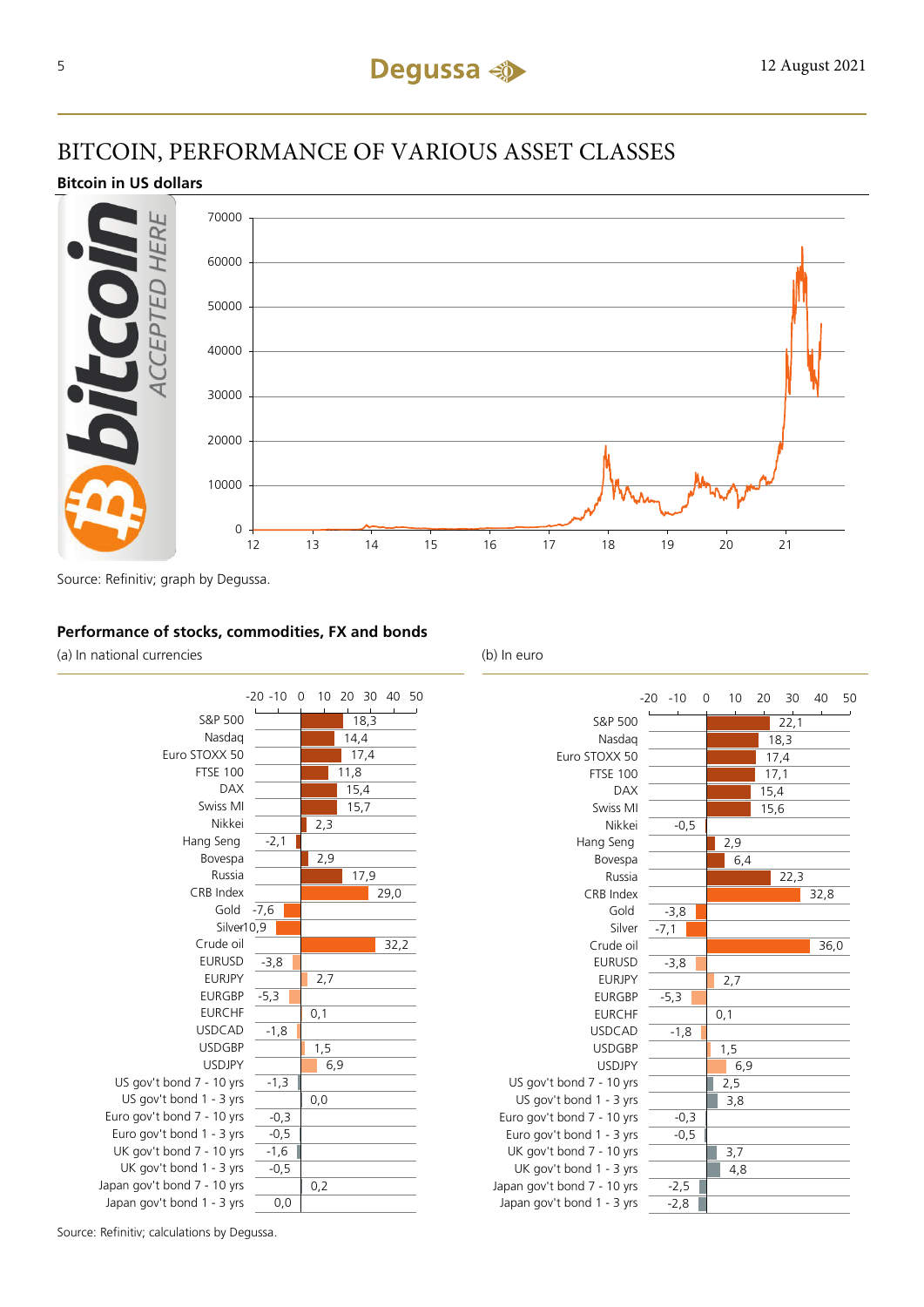# BITCOIN, PERFORMANCE OF VARIOUS ASSET CLASSES

**Bitcoin in US dollars**

Source: Refinitiv; graph by Degussa.

**Performance of stocks, commodities, FX and bonds**

| | (a) In national currencies | (b) In euro |
|---|---|---|
| S&P 500 | 18,3 | 22,1 |
| Nasdaq | 14,4 | 18,3 |
| Euro STOXX 50 | 17,4 | 17,4 |
| FTSE 100 | 11,8 | 17,1 |
| DAX | 15,4 | 15,4 |
| Swiss MI | 15,7 | 15,6 |
| Nikkei | 2,3 | -0,5 |
| Hang Seng | -2,1 | 2,9 |
| Bovespa | 2,9 | 6,4 |
| Russia | 17,9 | 22,3 |
| CRB Index | 29,0 | 32,8 |
| Gold | -7,6 | -3,8 |
| Silver | -10,9 | -7,1 |
| Crude oil | 32,2 | 36,0 |
| EURUSD | -3,8 | -3,8 |
| EURJPY | 2,7 | 2,7 |
| EURGBP | -5,3 | -5,3 |
| EURCHF | 0,1 | 0,1 |
| USDCAD | -1,8 | -1,8 |
| USDGBP | 1,5 | 1,5 |
| USDJPY | 6,9 | 6,9 |
| US gov't bond 7 - 10 yrs | -1,3 | 2,5 |
| US gov't bond 1 - 3 yrs | 0,0 | 3,8 |
| Euro gov't bond 7 - 10 yrs | -0,3 | -0,3 |
| Euro gov't bond 1 - 3 yrs | -0,5 | -0,5 |
| UK gov't bond 7 - 10 yrs | -1,6 | 3,7 |
| UK gov't bond 1 - 3 yrs | -0,5 | 4,8 |
| Japan gov't bond 7 - 10 yrs | 0,2 | -2,5 |
| Japan gov't bond 1 - 3 yrs | 0,0 | -2,8 |

Source: Refinitiv; calculations by Degussa.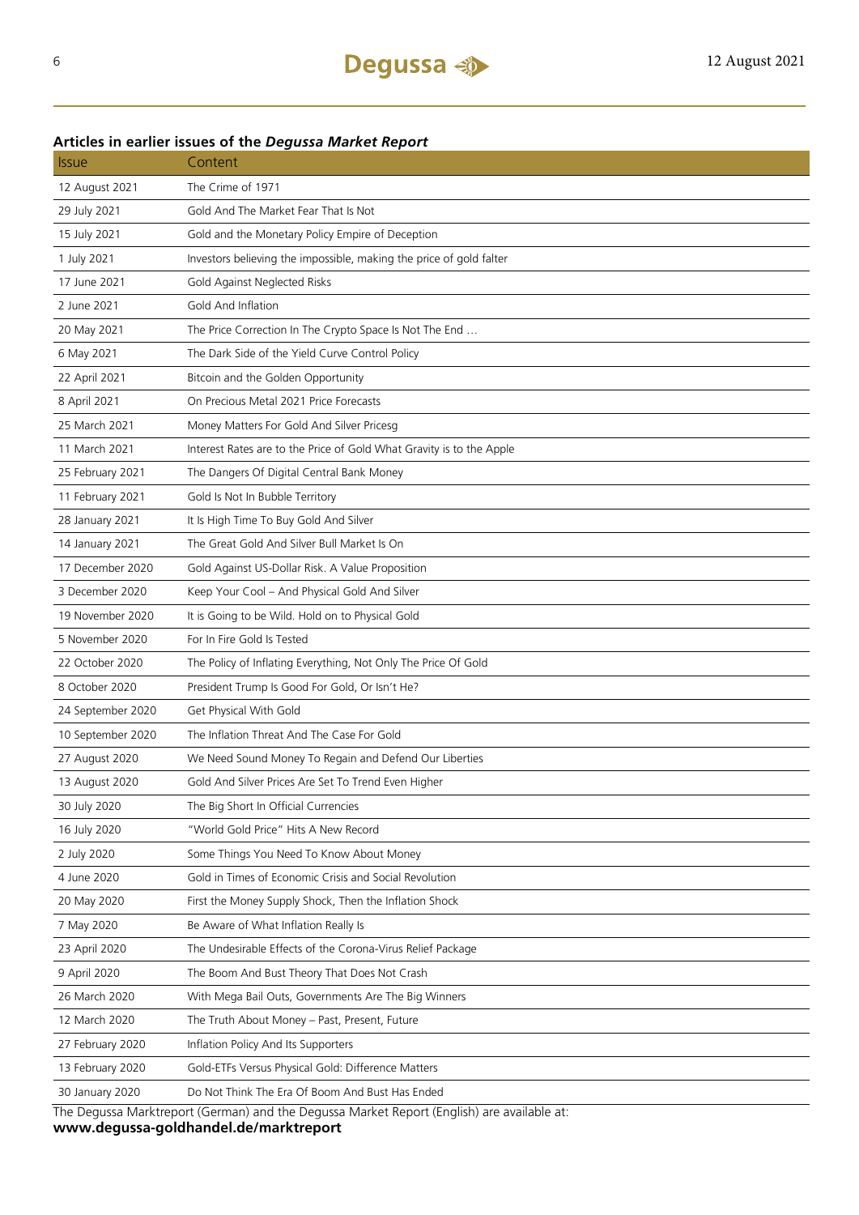## Articles in earlier issues of the *Degussa Market Report*

| Issue | Content |
|---|---|
| 12 August 2021 | The Crime of 1971 |
| 29 July 2021 | Gold And The Market Fear That Is Not |
| 15 July 2021 | Gold and the Monetary Policy Empire of Deception |
| 1 July 2021 | Investors believing the impossible, making the price of gold falter |
| 17 June 2021 | Gold Against Neglected Risks |
| 2 June 2021 | Gold And Inflation |
| 20 May 2021 | The Price Correction In The Crypto Space Is Not The End … |
| 6 May 2021 | The Dark Side of the Yield Curve Control Policy |
| 22 April 2021 | Bitcoin and the Golden Opportunity |
| 8 April 2021 | On Precious Metal 2021 Price Forecasts |
| 25 March 2021 | Money Matters For Gold And Silver Pricesg |
| 11 March 2021 | Interest Rates are to the Price of Gold What Gravity is to the Apple |
| 25 February 2021 | The Dangers Of Digital Central Bank Money |
| 11 February 2021 | Gold Is Not In Bubble Territory |
| 28 January 2021 | It Is High Time To Buy Gold And Silver |
| 14 January 2021 | The Great Gold And Silver Bull Market Is On |
| 17 December 2020 | Gold Against US-Dollar Risk. A Value Proposition |
| 3 December 2020 | Keep Your Cool – And Physical Gold And Silver |
| 19 November 2020 | It is Going to be Wild. Hold on to Physical Gold |
| 5 November 2020 | For In Fire Gold Is Tested |
| 22 October 2020 | The Policy of Inflating Everything, Not Only The Price Of Gold |
| 8 October 2020 | President Trump Is Good For Gold, Or Isn't He? |
| 24 September 2020 | Get Physical With Gold |
| 10 September 2020 | The Inflation Threat And The Case For Gold |
| 27 August 2020 | We Need Sound Money To Regain and Defend Our Liberties |
| 13 August 2020 | Gold And Silver Prices Are Set To Trend Even Higher |
| 30 July 2020 | The Big Short In Official Currencies |
| 16 July 2020 | "World Gold Price" Hits A New Record |
| 2 July 2020 | Some Things You Need To Know About Money |
| 4 June 2020 | Gold in Times of Economic Crisis and Social Revolution |
| 20 May 2020 | First the Money Supply Shock, Then the Inflation Shock |
| 7 May 2020 | Be Aware of What Inflation Really Is |
| 23 April 2020 | The Undesirable Effects of the Corona-Virus Relief Package |
| 9 April 2020 | The Boom And Bust Theory That Does Not Crash |
| 26 March 2020 | With Mega Bail Outs, Governments Are The Big Winners |
| 12 March 2020 | The Truth About Money – Past, Present, Future |
| 27 February 2020 | Inflation Policy And Its Supporters |
| 13 February 2020 | Gold-ETFs Versus Physical Gold: Difference Matters |
| 30 January 2020 | Do Not Think The Era Of Boom And Bust Has Ended |

The Degussa Marktreport (German) and the Degussa Market Report (English) are available at:
**www.degussa-goldhandel.de/marktreport**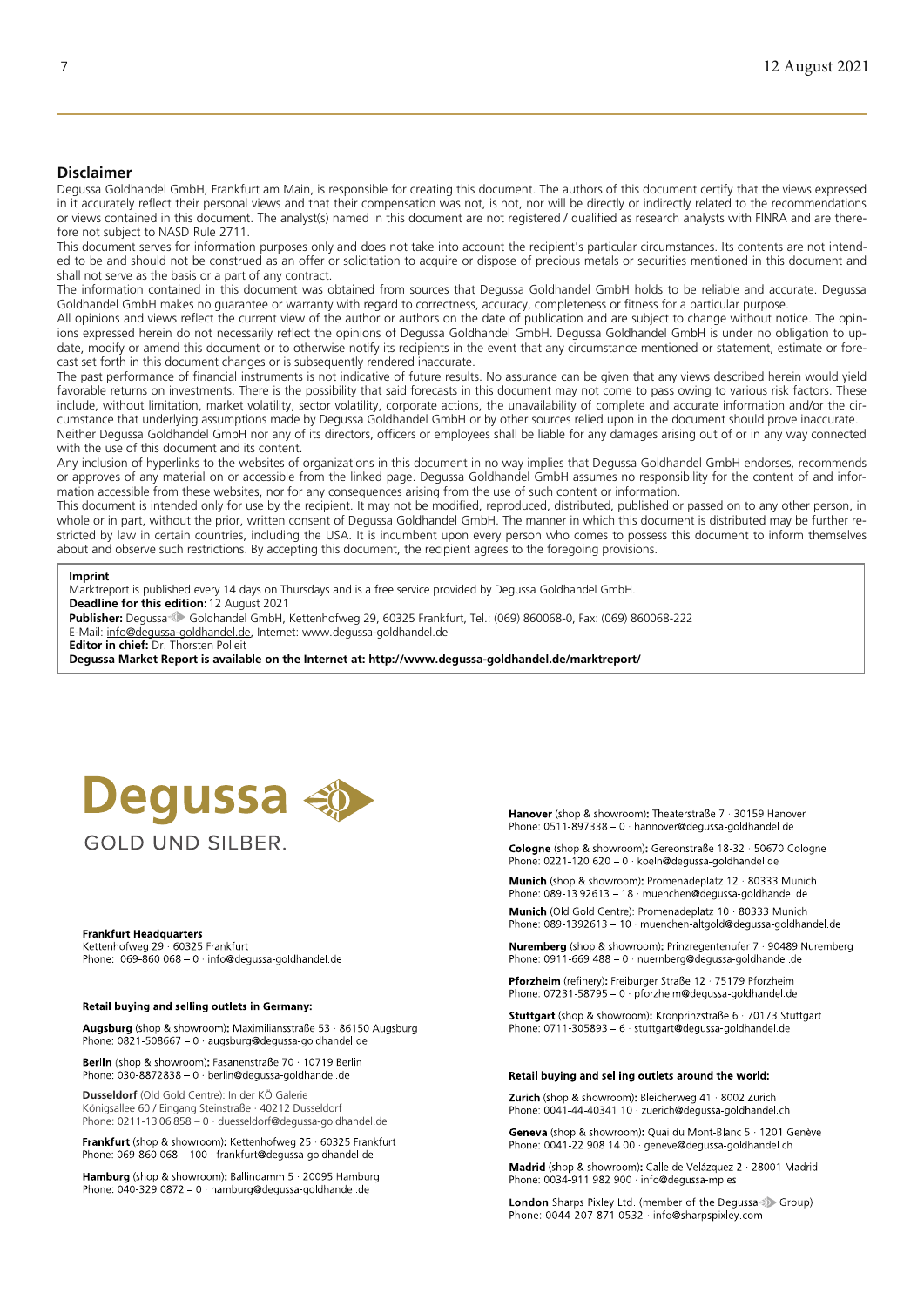## Disclaimer

Degussa Goldhandel GmbH, Frankfurt am Main, is responsible for creating this document. The authors of this document certify that the views expressed in it accurately reflect their personal views and that their compensation was not, is not, nor will be directly or indirectly related to the recommendations or views contained in this document. The analyst(s) named in this document are not registered / qualified as research analysts with FINRA and are therefore not subject to NASD Rule 2711.

This document serves for information purposes only and does not take into account the recipient's particular circumstances. Its contents are not intended to be and should not be construed as an offer or solicitation to acquire or dispose of precious metals or securities mentioned in this document and shall not serve as the basis or a part of any contract.

The information contained in this document was obtained from sources that Degussa Goldhandel GmbH holds to be reliable and accurate. Degussa Goldhandel GmbH makes no guarantee or warranty with regard to correctness, accuracy, completeness or fitness for a particular purpose.

All opinions and views reflect the current view of the author or authors on the date of publication and are subject to change without notice. The opinions expressed herein do not necessarily reflect the opinions of Degussa Goldhandel GmbH. Degussa Goldhandel GmbH is under no obligation to update, modify or amend this document or to otherwise notify its recipients in the event that any circumstance mentioned or statement, estimate or forecast set forth in this document changes or is subsequently rendered inaccurate.

The past performance of financial instruments is not indicative of future results. No assurance can be given that any views described herein would yield favorable returns on investments. There is the possibility that said forecasts in this document may not come to pass owing to various risk factors. These include, without limitation, market volatility, sector volatility, corporate actions, the unavailability of complete and accurate information and/or the circumstance that underlying assumptions made by Degussa Goldhandel GmbH or by other sources relied upon in the document should prove inaccurate.

Neither Degussa Goldhandel GmbH nor any of its directors, officers or employees shall be liable for any damages arising out of or in any way connected with the use of this document and its content.

Any inclusion of hyperlinks to the websites of organizations in this document in no way implies that Degussa Goldhandel GmbH endorses, recommends or approves of any material on or accessible from the linked page. Degussa Goldhandel GmbH assumes no responsibility for the content of and information accessible from these websites, nor for any consequences arising from the use of such content or information.

This document is intended only for use by the recipient. It may not be modified, reproduced, distributed, published or passed on to any other person, in whole or in part, without the prior, written consent of Degussa Goldhandel GmbH. The manner in which this document is distributed may be further restricted by law in certain countries, including the USA. It is incumbent upon every person who comes to possess this document to inform themselves about and observe such restrictions. By accepting this document, the recipient agrees to the foregoing provisions.

**Imprint**

Marktreport is published every 14 days on Thursdays and is a free service provided by Degussa Goldhandel GmbH.

**Deadline for this edition:** 12 August 2021

**Publisher:** Degussa Goldhandel GmbH, Kettenhofweg 29, 60325 Frankfurt, Tel.: (069) 860068-0, Fax: (069) 860068-222

E-Mail: info@degussa-goldhandel.de, Internet: www.degussa-goldhandel.de

**Editor in chief:** Dr. Thorsten Polleit

**Degussa Market Report is available on the Internet at: http://www.degussa-goldhandel.de/marktreport/**

Degussa

GOLD UND SILBER.

**Frankfurt Headquarters**
Kettenhofweg 29 · 60325 Frankfurt
Phone: 069-860 068 – 0 · info@degussa-goldhandel.de

**Retail buying and selling outlets in Germany:**

**Augsburg** (shop & showroom): Maximiliansstraße 53 · 86150 Augsburg
Phone: 0821-508667 – 0 · augsburg@degussa-goldhandel.de

**Berlin** (shop & showroom): Fasanenstraße 70 · 10719 Berlin
Phone: 030-8872838 – 0 · berlin@degussa-goldhandel.de

**Dusseldorf** (Old Gold Centre): In der KÖ Galerie
Königsallee 60 / Eingang Steinstraße · 40212 Dusseldorf
Phone: 0211-13 06 858 – 0 · duesseldorf@degussa-goldhandel.de

**Frankfurt** (shop & showroom): Kettenhofweg 25 · 60325 Frankfurt
Phone: 069-860 068 – 100 · frankfurt@degussa-goldhandel.de

**Hamburg** (shop & showroom): Ballindamm 5 · 20095 Hamburg
Phone: 040-329 0872 – 0 · hamburg@degussa-goldhandel.de

**Hanover** (shop & showroom): Theaterstraße 7 · 30159 Hanover
Phone: 0511-897338 – 0 · hannover@degussa-goldhandel.de

**Cologne** (shop & showroom): Gereonstraße 18-32 · 50670 Cologne
Phone: 0221-120 620 – 0 · koeln@degussa-goldhandel.de

**Munich** (shop & showroom): Promenadeplatz 12 · 80333 Munich
Phone: 089-13 92613 – 18 · muenchen@degussa-goldhandel.de

**Munich** (Old Gold Centre): Promenadeplatz 10 · 80333 Munich
Phone: 089-1392613 – 10 · muenchen-altgold@degussa-goldhandel.de

**Nuremberg** (shop & showroom): Prinzregentenufer 7 · 90489 Nuremberg
Phone: 0911-669 488 – 0 · nuernberg@degussa-goldhandel.de

**Pforzheim** (refinery): Freiburger Straße 12 · 75179 Pforzheim
Phone: 07231-58795 – 0 · pforzheim@degussa-goldhandel.de

**Stuttgart** (shop & showroom): Kronprinzstraße 6 · 70173 Stuttgart
Phone: 0711-305893 – 6 · stuttgart@degussa-goldhandel.de

**Retail buying and selling outlets around the world:**

**Zurich** (shop & showroom): Bleicherweg 41 · 8002 Zurich
Phone: 0041-44-40341 10 · zuerich@degussa-goldhandel.ch

**Geneva** (shop & showroom): Quai du Mont-Blanc 5 · 1201 Genève
Phone: 0041-22 908 14 00 · geneve@degussa-goldhandel.ch

**Madrid** (shop & showroom): Calle de Velázquez 2 · 28001 Madrid
Phone: 0034-911 982 900 · info@degussa-mp.es

**London** Sharps Pixley Ltd. (member of the Degussa Group)
Phone: 0044-207 871 0532 · info@sharpspixley.com